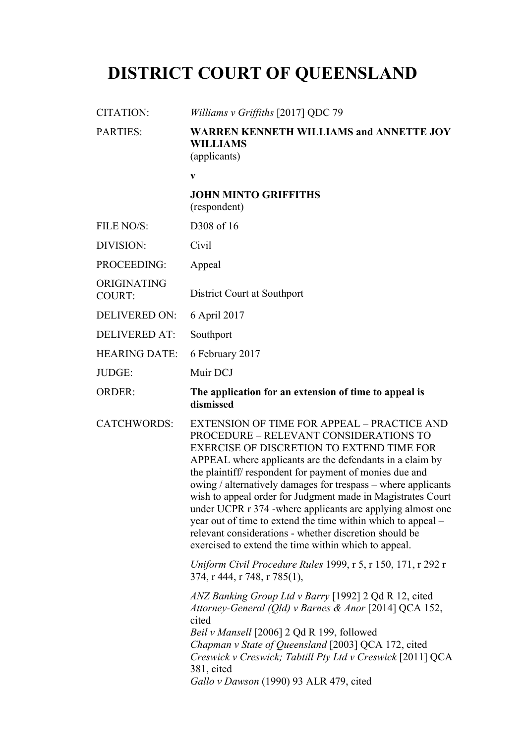# DISTRICT COURT OF QUEENSLAND

| | |
|---|---|
| CITATION: | *Williams v Griffiths* [2017] QDC 79 |
| PARTIES: | **WARREN KENNETH WILLIAMS and ANNETTE JOY WILLIAMS**<br>(applicants)<br><br>**v**<br><br>**JOHN MINTO GRIFFITHS**<br>(respondent) |
| FILE NO/S: | D308 of 16 |
| DIVISION: | Civil |
| PROCEEDING: | Appeal |
| ORIGINATING COURT: | District Court at Southport |
| DELIVERED ON: | 6 April 2017 |
| DELIVERED AT: | Southport |
| HEARING DATE: | 6 February 2017 |
| JUDGE: | Muir DCJ |
| ORDER: | **The application for an extension of time to appeal is dismissed** |
| CATCHWORDS: | EXTENSION OF TIME FOR APPEAL – PRACTICE AND PROCEDURE – RELEVANT CONSIDERATIONS TO EXERCISE OF DISCRETION TO EXTEND TIME FOR APPEAL where applicants are the defendants in a claim by the plaintiff/ respondent for payment of monies due and owing / alternatively damages for trespass – where applicants wish to appeal order for Judgment made in Magistrates Court under UCPR r 374 -where applicants are applying almost one year out of time to extend the time within which to appeal – relevant considerations - whether discretion should be exercised to extend the time within which to appeal.<br><br>*Uniform Civil Procedure Rules* 1999, r 5, r 150, 171, r 292 r 374, r 444, r 748, r 785(1),<br><br>*ANZ Banking Group Ltd v Barry* [1992] 2 Qd R 12, cited<br>*Attorney-General (Qld) v Barnes & Anor* [2014] QCA 152, cited<br>*Beil v Mansell* [2006] 2 Qd R 199, followed<br>*Chapman v State of Queensland* [2003] QCA 172, cited<br>*Creswick v Creswick; Tabtill Pty Ltd v Creswick* [2011] QCA 381, cited<br>*Gallo v Dawson* (1990) 93 ALR 479, cited |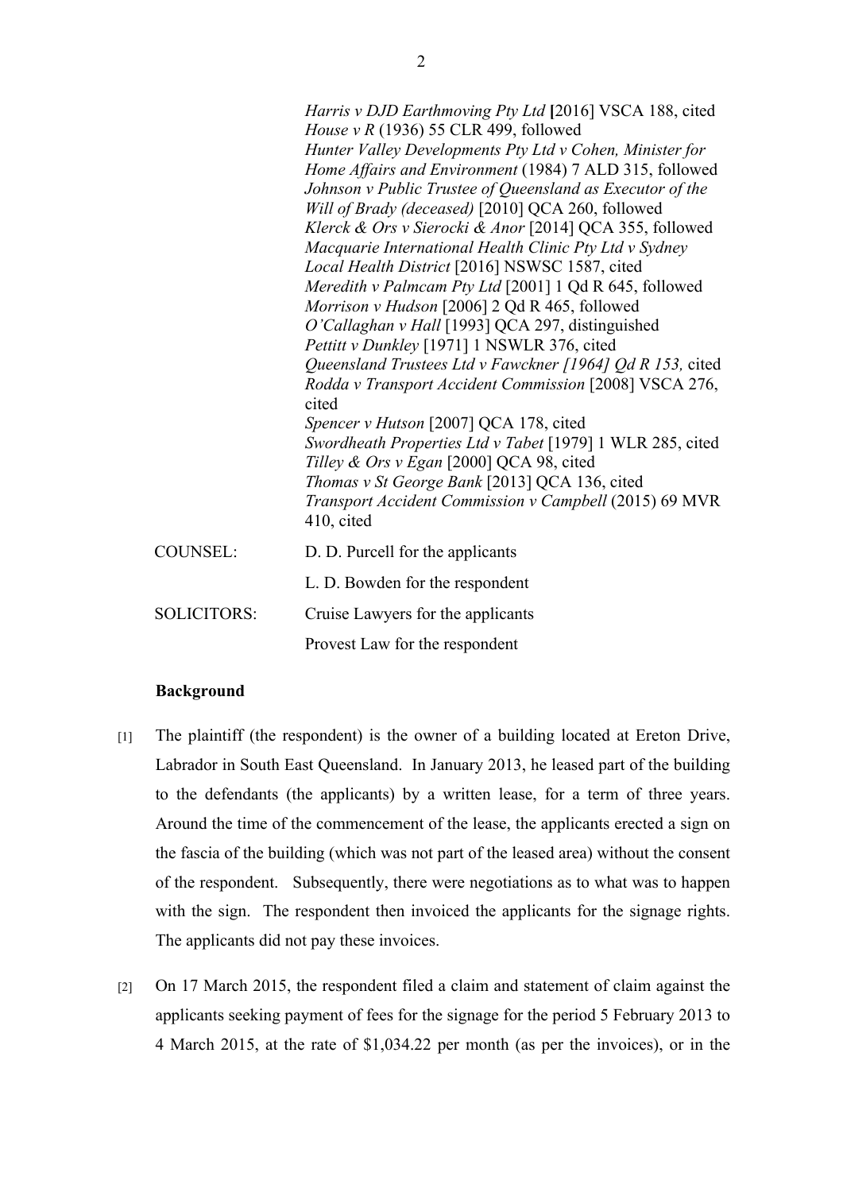*Harris v DJD Earthmoving Pty Ltd* [2016] VSCA 188, cited
*House v R* (1936) 55 CLR 499, followed
*Hunter Valley Developments Pty Ltd v Cohen, Minister for Home Affairs and Environment* (1984) 7 ALD 315, followed
*Johnson v Public Trustee of Queensland as Executor of the Will of Brady (deceased)* [2010] QCA 260, followed
*Klerck & Ors v Sierocki & Anor* [2014] QCA 355, followed
*Macquarie International Health Clinic Pty Ltd v Sydney Local Health District* [2016] NSWSC 1587, cited
*Meredith v Palmcam Pty Ltd* [2001] 1 Qd R 645, followed
*Morrison v Hudson* [2006] 2 Qd R 465, followed
*O'Callaghan v Hall* [1993] QCA 297, distinguished
*Pettitt v Dunkley* [1971] 1 NSWLR 376, cited
*Queensland Trustees Ltd v Fawckner [1964] Qd R 153,* cited
*Rodda v Transport Accident Commission* [2008] VSCA 276, cited
*Spencer v Hutson* [2007] QCA 178, cited
*Swordheath Properties Ltd v Tabet* [1979] 1 WLR 285, cited
*Tilley & Ors v Egan* [2000] QCA 98, cited
*Thomas v St George Bank* [2013] QCA 136, cited
*Transport Accident Commission v Campbell* (2015) 69 MVR 410, cited

| | |
|---|---|
| COUNSEL: | D. D. Purcell for the applicants |
| | L. D. Bowden for the respondent |
| SOLICITORS: | Cruise Lawyers for the applicants |
| | Provest Law for the respondent |

**Background**

[1] The plaintiff (the respondent) is the owner of a building located at Ereton Drive, Labrador in South East Queensland. In January 2013, he leased part of the building to the defendants (the applicants) by a written lease, for a term of three years. Around the time of the commencement of the lease, the applicants erected a sign on the fascia of the building (which was not part of the leased area) without the consent of the respondent. Subsequently, there were negotiations as to what was to happen with the sign. The respondent then invoiced the applicants for the signage rights. The applicants did not pay these invoices.

[2] On 17 March 2015, the respondent filed a claim and statement of claim against the applicants seeking payment of fees for the signage for the period 5 February 2013 to 4 March 2015, at the rate of $1,034.22 per month (as per the invoices), or in the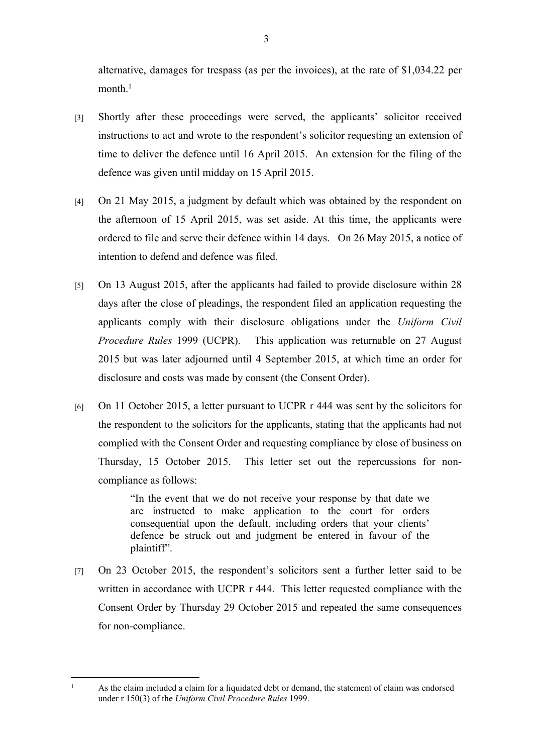alternative, damages for trespass (as per the invoices), at the rate of $1,034.22 per month.[1]

[3] Shortly after these proceedings were served, the applicants' solicitor received instructions to act and wrote to the respondent's solicitor requesting an extension of time to deliver the defence until 16 April 2015. An extension for the filing of the defence was given until midday on 15 April 2015.

[4] On 21 May 2015, a judgment by default which was obtained by the respondent on the afternoon of 15 April 2015, was set aside. At this time, the applicants were ordered to file and serve their defence within 14 days. On 26 May 2015, a notice of intention to defend and defence was filed.

[5] On 13 August 2015, after the applicants had failed to provide disclosure within 28 days after the close of pleadings, the respondent filed an application requesting the applicants comply with their disclosure obligations under the *Uniform Civil Procedure Rules* 1999 (UCPR). This application was returnable on 27 August 2015 but was later adjourned until 4 September 2015, at which time an order for disclosure and costs was made by consent (the Consent Order).

[6] On 11 October 2015, a letter pursuant to UCPR r 444 was sent by the solicitors for the respondent to the solicitors for the applicants, stating that the applicants had not complied with the Consent Order and requesting compliance by close of business on Thursday, 15 October 2015. This letter set out the repercussions for non-compliance as follows:

> "In the event that we do not receive your response by that date we are instructed to make application to the court for orders consequential upon the default, including orders that your clients' defence be struck out and judgment be entered in favour of the plaintiff".

[7] On 23 October 2015, the respondent's solicitors sent a further letter said to be written in accordance with UCPR r 444. This letter requested compliance with the Consent Order by Thursday 29 October 2015 and repeated the same consequences for non-compliance.

---

[1] As the claim included a claim for a liquidated debt or demand, the statement of claim was endorsed under r 150(3) of the *Uniform Civil Procedure Rules* 1999.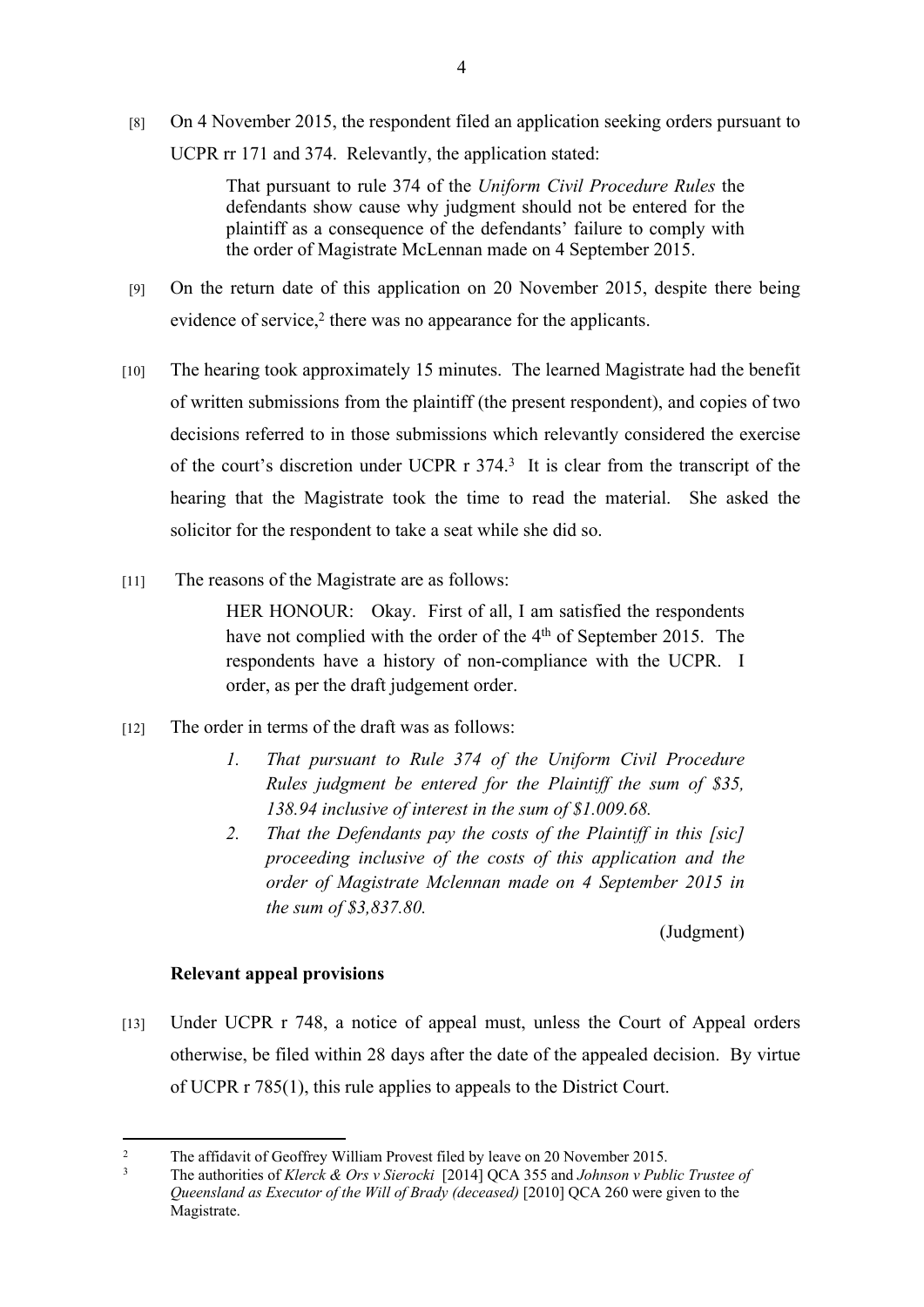[8] On 4 November 2015, the respondent filed an application seeking orders pursuant to UCPR rr 171 and 374. Relevantly, the application stated:

> That pursuant to rule 374 of the *Uniform Civil Procedure Rules* the defendants show cause why judgment should not be entered for the plaintiff as a consequence of the defendants' failure to comply with the order of Magistrate McLennan made on 4 September 2015.

[9] On the return date of this application on 20 November 2015, despite there being evidence of service,[2] there was no appearance for the applicants.

[10] The hearing took approximately 15 minutes. The learned Magistrate had the benefit of written submissions from the plaintiff (the present respondent), and copies of two decisions referred to in those submissions which relevantly considered the exercise of the court's discretion under UCPR r 374.[3] It is clear from the transcript of the hearing that the Magistrate took the time to read the material. She asked the solicitor for the respondent to take a seat while she did so.

[11] The reasons of the Magistrate are as follows:

> HER HONOUR: Okay. First of all, I am satisfied the respondents have not complied with the order of the 4th of September 2015. The respondents have a history of non-compliance with the UCPR. I order, as per the draft judgement order.

[12] The order in terms of the draft was as follows:

> 1. *That pursuant to Rule 374 of the Uniform Civil Procedure Rules judgment be entered for the Plaintiff the sum of $35, 138.94 inclusive of interest in the sum of $1.009.68.*
> 2. *That the Defendants pay the costs of the Plaintiff in this [sic] proceeding inclusive of the costs of this application and the order of Magistrate Mclennan made on 4 September 2015 in the sum of $3,837.80.*
>
> (Judgment)

### Relevant appeal provisions

[13] Under UCPR r 748, a notice of appeal must, unless the Court of Appeal orders otherwise, be filed within 28 days after the date of the appealed decision. By virtue of UCPR r 785(1), this rule applies to appeals to the District Court.

---

[2] The affidavit of Geoffrey William Provest filed by leave on 20 November 2015.

[3] The authorities of *Klerck & Ors v Sierocki* [2014] QCA 355 and *Johnson v Public Trustee of Queensland as Executor of the Will of Brady (deceased)* [2010] QCA 260 were given to the Magistrate.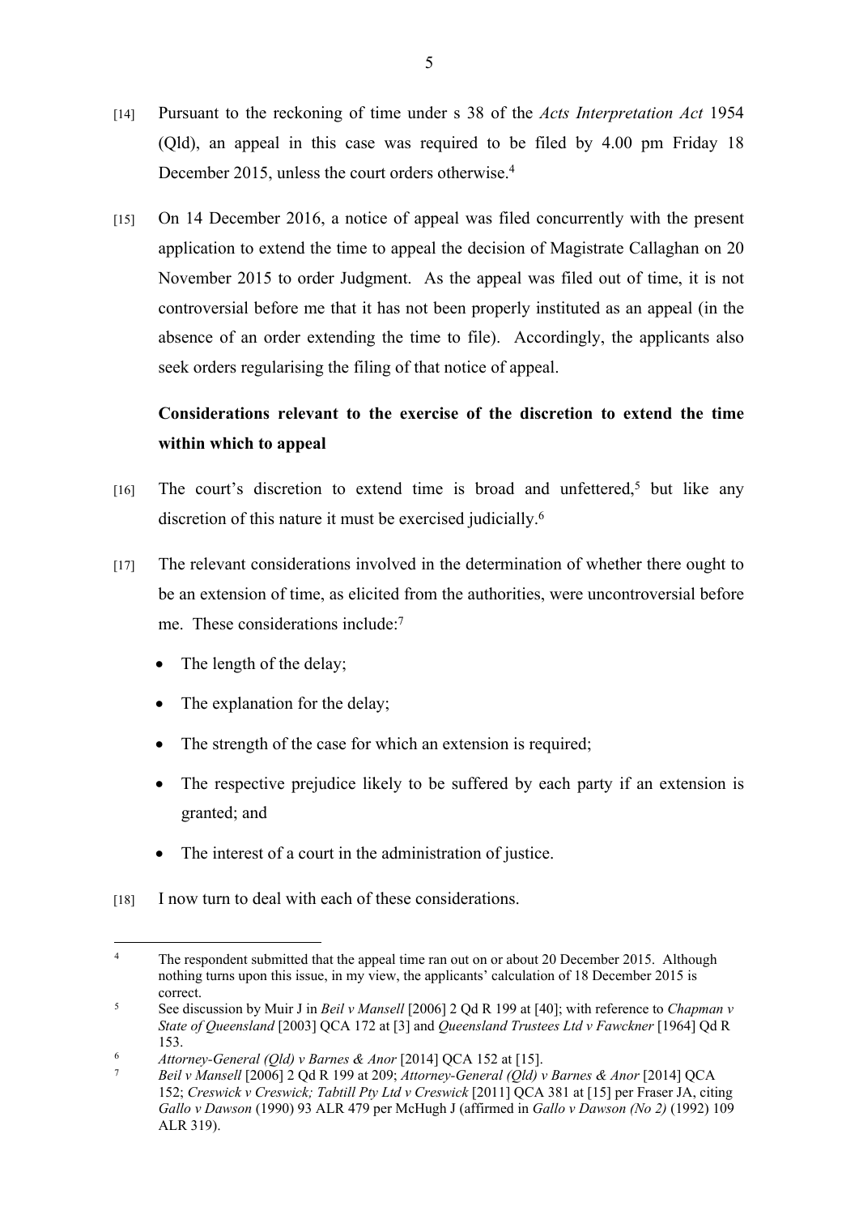[14] Pursuant to the reckoning of time under s 38 of the *Acts Interpretation Act* 1954 (Qld), an appeal in this case was required to be filed by 4.00 pm Friday 18 December 2015, unless the court orders otherwise.[4]

[15] On 14 December 2016, a notice of appeal was filed concurrently with the present application to extend the time to appeal the decision of Magistrate Callaghan on 20 November 2015 to order Judgment. As the appeal was filed out of time, it is not controversial before me that it has not been properly instituted as an appeal (in the absence of an order extending the time to file). Accordingly, the applicants also seek orders regularising the filing of that notice of appeal.

**Considerations relevant to the exercise of the discretion to extend the time within which to appeal**

[16] The court's discretion to extend time is broad and unfettered,[5] but like any discretion of this nature it must be exercised judicially.[6]

[17] The relevant considerations involved in the determination of whether there ought to be an extension of time, as elicited from the authorities, were uncontroversial before me. These considerations include:[7]

- The length of the delay;
- The explanation for the delay;
- The strength of the case for which an extension is required;
- The respective prejudice likely to be suffered by each party if an extension is granted; and
- The interest of a court in the administration of justice.

[18] I now turn to deal with each of these considerations.

---

[4] The respondent submitted that the appeal time ran out on or about 20 December 2015. Although nothing turns upon this issue, in my view, the applicants' calculation of 18 December 2015 is correct.

[5] See discussion by Muir J in *Beil v Mansell* [2006] 2 Qd R 199 at [40]; with reference to *Chapman v State of Queensland* [2003] QCA 172 at [3] and *Queensland Trustees Ltd v Fawckner* [1964] Qd R 153.

[6] *Attorney-General (Qld) v Barnes & Anor* [2014] QCA 152 at [15].

[7] *Beil v Mansell* [2006] 2 Qd R 199 at 209; *Attorney-General (Qld) v Barnes & Anor* [2014] QCA 152; *Creswick v Creswick; Tabtill Pty Ltd v Creswick* [2011] QCA 381 at [15] per Fraser JA, citing *Gallo v Dawson* (1990) 93 ALR 479 per McHugh J (affirmed in *Gallo v Dawson (No 2)* (1992) 109 ALR 319).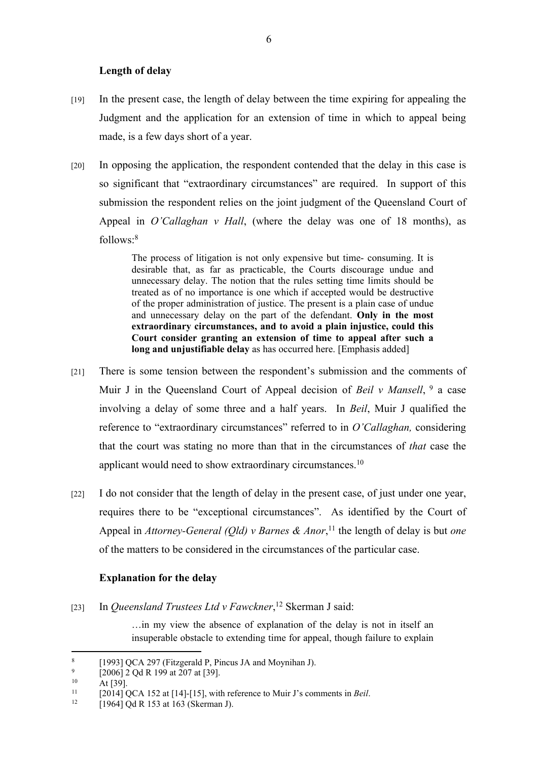**Length of delay**

[19] In the present case, the length of delay between the time expiring for appealing the Judgment and the application for an extension of time in which to appeal being made, is a few days short of a year.

[20] In opposing the application, the respondent contended that the delay in this case is so significant that "extraordinary circumstances" are required. In support of this submission the respondent relies on the joint judgment of the Queensland Court of Appeal in *O'Callaghan v Hall*, (where the delay was one of 18 months), as follows:[8]

> The process of litigation is not only expensive but time- consuming. It is desirable that, as far as practicable, the Courts discourage undue and unnecessary delay. The notion that the rules setting time limits should be treated as of no importance is one which if accepted would be destructive of the proper administration of justice. The present is a plain case of undue and unnecessary delay on the part of the defendant. **Only in the most extraordinary circumstances, and to avoid a plain injustice, could this Court consider granting an extension of time to appeal after such a long and unjustifiable delay** as has occurred here. [Emphasis added]

[21] There is some tension between the respondent's submission and the comments of Muir J in the Queensland Court of Appeal decision of *Beil v Mansell*,[9] a case involving a delay of some three and a half years. In *Beil*, Muir J qualified the reference to "extraordinary circumstances" referred to in *O'Callaghan,* considering that the court was stating no more than that in the circumstances of *that* case the applicant would need to show extraordinary circumstances.[10]

[22] I do not consider that the length of delay in the present case, of just under one year, requires there to be "exceptional circumstances". As identified by the Court of Appeal in *Attorney-General (Qld) v Barnes & Anor*,[11] the length of delay is but *one* of the matters to be considered in the circumstances of the particular case.

**Explanation for the delay**

[23] In *Queensland Trustees Ltd v Fawckner*,[12] Skerman J said:

> …in my view the absence of explanation of the delay is not in itself an insuperable obstacle to extending time for appeal, though failure to explain

---

[8] [1993] QCA 297 (Fitzgerald P, Pincus JA and Moynihan J).

[9] [2006] 2 Qd R 199 at 207 at [39].

[10] At [39].

[11] [2014] QCA 152 at [14]-[15], with reference to Muir J's comments in *Beil*.

[12] [1964] Qd R 153 at 163 (Skerman J).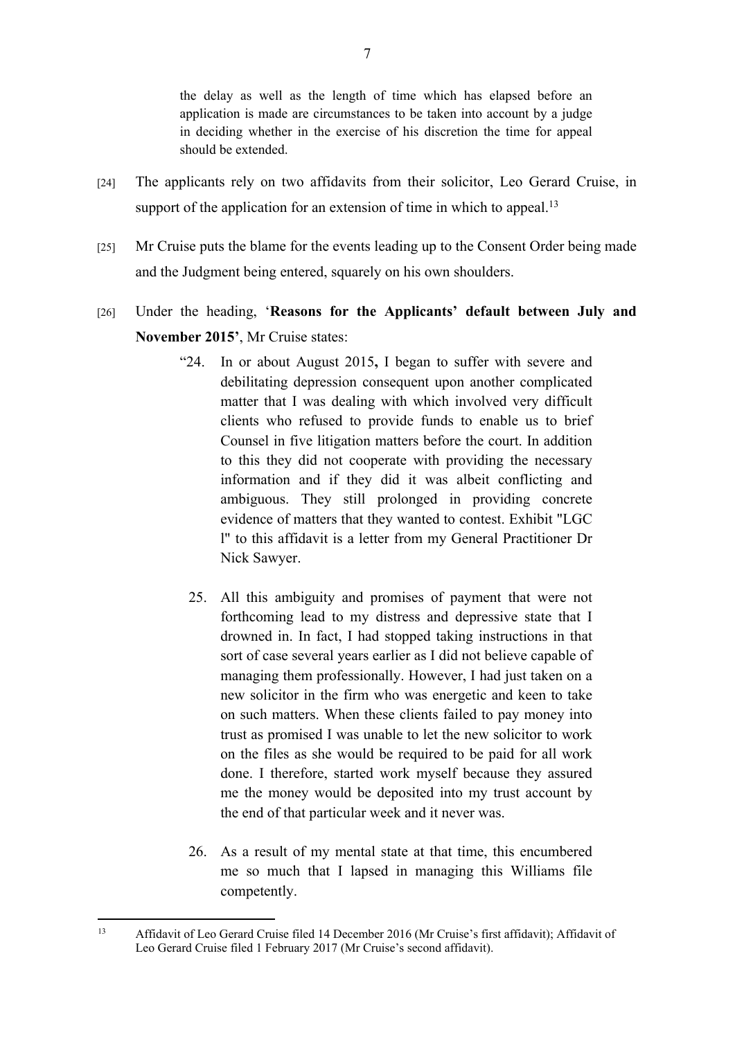the delay as well as the length of time which has elapsed before an application is made are circumstances to be taken into account by a judge in deciding whether in the exercise of his discretion the time for appeal should be extended.

[24] The applicants rely on two affidavits from their solicitor, Leo Gerard Cruise, in support of the application for an extension of time in which to appeal.[13]

[25] Mr Cruise puts the blame for the events leading up to the Consent Order being made and the Judgment being entered, squarely on his own shoulders.

[26] Under the heading, '**Reasons for the Applicants' default between July and November 2015**', Mr Cruise states:

> "24. In or about August 2015**,** I began to suffer with severe and debilitating depression consequent upon another complicated matter that I was dealing with which involved very difficult clients who refused to provide funds to enable us to brief Counsel in five litigation matters before the court. In addition to this they did not cooperate with providing the necessary information and if they did it was albeit conflicting and ambiguous. They still prolonged in providing concrete evidence of matters that they wanted to contest. Exhibit "LGC l" to this affidavit is a letter from my General Practitioner Dr Nick Sawyer.
>
> 25. All this ambiguity and promises of payment that were not forthcoming lead to my distress and depressive state that I drowned in. In fact, I had stopped taking instructions in that sort of case several years earlier as I did not believe capable of managing them professionally. However, I had just taken on a new solicitor in the firm who was energetic and keen to take on such matters. When these clients failed to pay money into trust as promised I was unable to let the new solicitor to work on the files as she would be required to be paid for all work done. I therefore, started work myself because they assured me the money would be deposited into my trust account by the end of that particular week and it never was.
>
> 26. As a result of my mental state at that time, this encumbered me so much that I lapsed in managing this Williams file competently.

[13] Affidavit of Leo Gerard Cruise filed 14 December 2016 (Mr Cruise's first affidavit); Affidavit of Leo Gerard Cruise filed 1 February 2017 (Mr Cruise's second affidavit).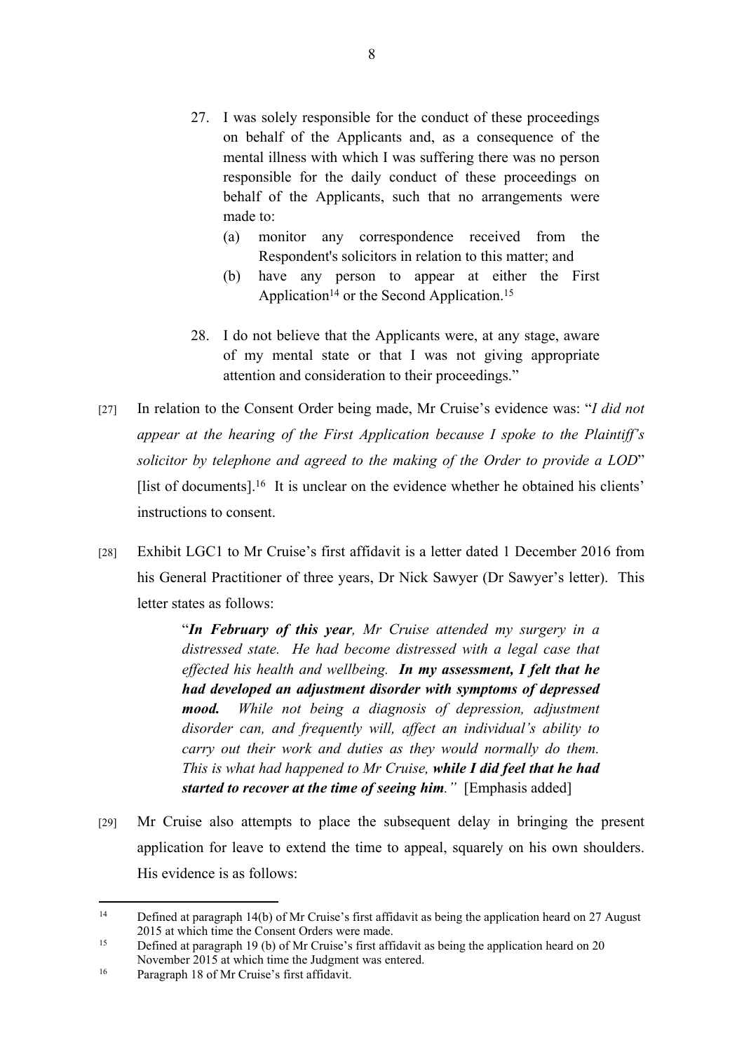27. I was solely responsible for the conduct of these proceedings on behalf of the Applicants and, as a consequence of the mental illness with which I was suffering there was no person responsible for the daily conduct of these proceedings on behalf of the Applicants, such that no arrangements were made to:
    (a) monitor any correspondence received from the Respondent's solicitors in relation to this matter; and
    (b) have any person to appear at either the First Application[14] or the Second Application.[15]

28. I do not believe that the Applicants were, at any stage, aware of my mental state or that I was not giving appropriate attention and consideration to their proceedings."

[27] In relation to the Consent Order being made, Mr Cruise's evidence was: "*I did not appear at the hearing of the First Application because I spoke to the Plaintiff's solicitor by telephone and agreed to the making of the Order to provide a LOD*" [list of documents].[16] It is unclear on the evidence whether he obtained his clients' instructions to consent.

[28] Exhibit LGC1 to Mr Cruise's first affidavit is a letter dated 1 December 2016 from his General Practitioner of three years, Dr Nick Sawyer (Dr Sawyer's letter). This letter states as follows:

> "***In February of this year****, Mr Cruise attended my surgery in a distressed state. He had become distressed with a legal case that effected his health and wellbeing.* ***In my assessment, I felt that he had developed an adjustment disorder with symptoms of depressed mood.*** *While not being a diagnosis of depression, adjustment disorder can, and frequently will, affect an individual's ability to carry out their work and duties as they would normally do them. This is what had happened to Mr Cruise,* ***while I did feel that he had started to recover at the time of seeing him****."* [Emphasis added]

[29] Mr Cruise also attempts to place the subsequent delay in bringing the present application for leave to extend the time to appeal, squarely on his own shoulders. His evidence is as follows:

---

[14] Defined at paragraph 14(b) of Mr Cruise's first affidavit as being the application heard on 27 August 2015 at which time the Consent Orders were made.

[15] Defined at paragraph 19 (b) of Mr Cruise's first affidavit as being the application heard on 20 November 2015 at which time the Judgment was entered.

[16] Paragraph 18 of Mr Cruise's first affidavit.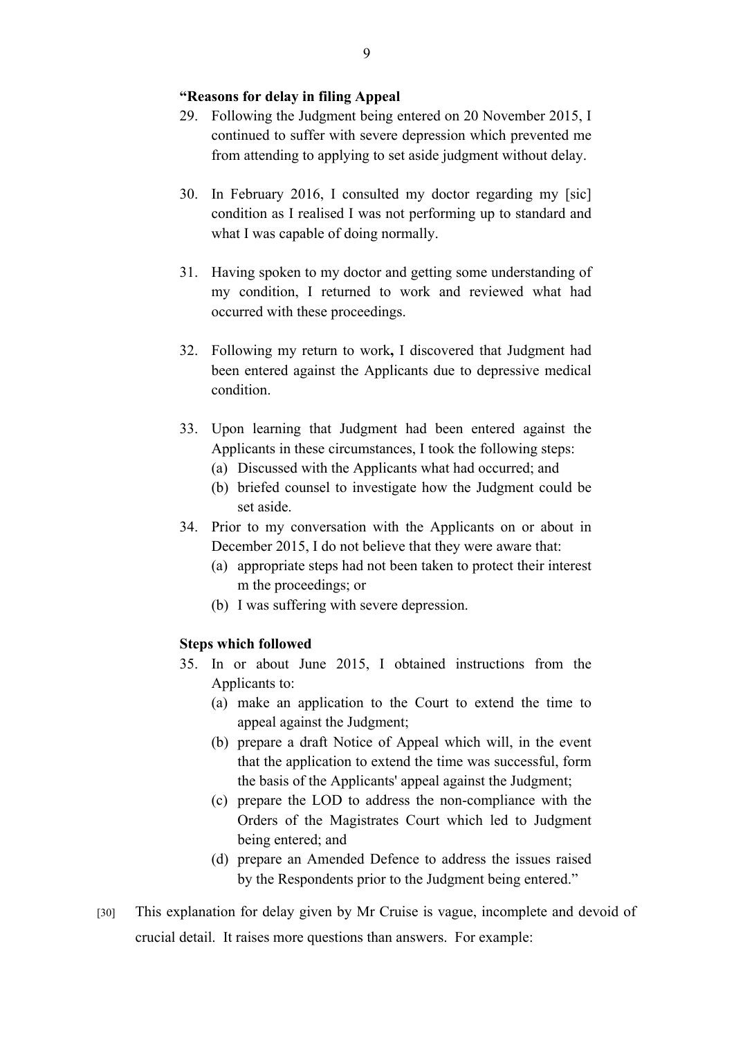**"Reasons for delay in filing Appeal**

29. Following the Judgment being entered on 20 November 2015, I continued to suffer with severe depression which prevented me from attending to applying to set aside judgment without delay.

30. In February 2016, I consulted my doctor regarding my [sic] condition as I realised I was not performing up to standard and what I was capable of doing normally.

31. Having spoken to my doctor and getting some understanding of my condition, I returned to work and reviewed what had occurred with these proceedings.

32. Following my return to work**,** I discovered that Judgment had been entered against the Applicants due to depressive medical condition.

33. Upon learning that Judgment had been entered against the Applicants in these circumstances, I took the following steps:
    (a) Discussed with the Applicants what had occurred; and
    (b) briefed counsel to investigate how the Judgment could be set aside.

34. Prior to my conversation with the Applicants on or about in December 2015, I do not believe that they were aware that:
    (a) appropriate steps had not been taken to protect their interest m the proceedings; or
    (b) I was suffering with severe depression.

**Steps which followed**

35. In or about June 2015, I obtained instructions from the Applicants to:
    (a) make an application to the Court to extend the time to appeal against the Judgment;
    (b) prepare a draft Notice of Appeal which will, in the event that the application to extend the time was successful, form the basis of the Applicants' appeal against the Judgment;
    (c) prepare the LOD to address the non-compliance with the Orders of the Magistrates Court which led to Judgment being entered; and
    (d) prepare an Amended Defence to address the issues raised by the Respondents prior to the Judgment being entered."

[30] This explanation for delay given by Mr Cruise is vague, incomplete and devoid of crucial detail. It raises more questions than answers. For example: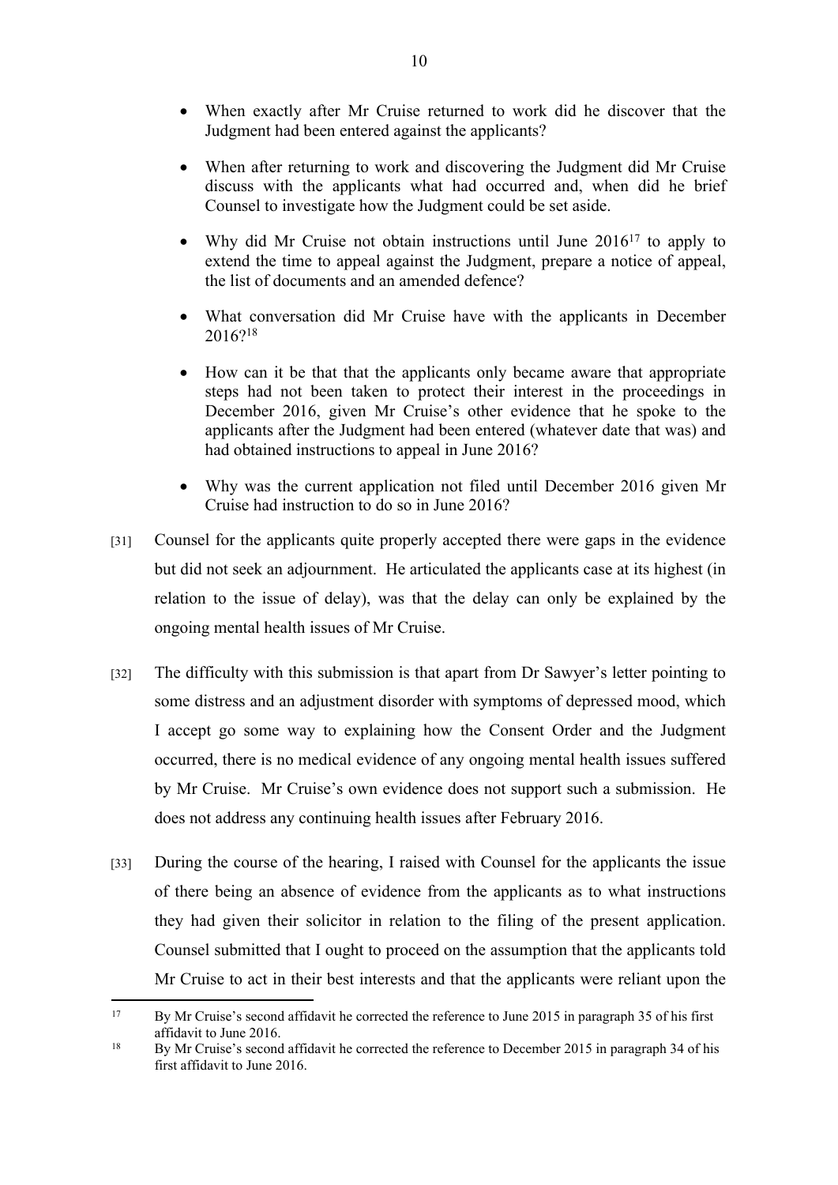- When exactly after Mr Cruise returned to work did he discover that the Judgment had been entered against the applicants?

- When after returning to work and discovering the Judgment did Mr Cruise discuss with the applicants what had occurred and, when did he brief Counsel to investigate how the Judgment could be set aside.

- Why did Mr Cruise not obtain instructions until June 2016[17] to apply to extend the time to appeal against the Judgment, prepare a notice of appeal, the list of documents and an amended defence?

- What conversation did Mr Cruise have with the applicants in December 2016?[18]

- How can it be that that the applicants only became aware that appropriate steps had not been taken to protect their interest in the proceedings in December 2016, given Mr Cruise's other evidence that he spoke to the applicants after the Judgment had been entered (whatever date that was) and had obtained instructions to appeal in June 2016?

- Why was the current application not filed until December 2016 given Mr Cruise had instruction to do so in June 2016?

[31] Counsel for the applicants quite properly accepted there were gaps in the evidence but did not seek an adjournment. He articulated the applicants case at its highest (in relation to the issue of delay), was that the delay can only be explained by the ongoing mental health issues of Mr Cruise.

[32] The difficulty with this submission is that apart from Dr Sawyer's letter pointing to some distress and an adjustment disorder with symptoms of depressed mood, which I accept go some way to explaining how the Consent Order and the Judgment occurred, there is no medical evidence of any ongoing mental health issues suffered by Mr Cruise. Mr Cruise's own evidence does not support such a submission. He does not address any continuing health issues after February 2016.

[33] During the course of the hearing, I raised with Counsel for the applicants the issue of there being an absence of evidence from the applicants as to what instructions they had given their solicitor in relation to the filing of the present application. Counsel submitted that I ought to proceed on the assumption that the applicants told Mr Cruise to act in their best interests and that the applicants were reliant upon the

---

[17] By Mr Cruise's second affidavit he corrected the reference to June 2015 in paragraph 35 of his first affidavit to June 2016.

[18] By Mr Cruise's second affidavit he corrected the reference to December 2015 in paragraph 34 of his first affidavit to June 2016.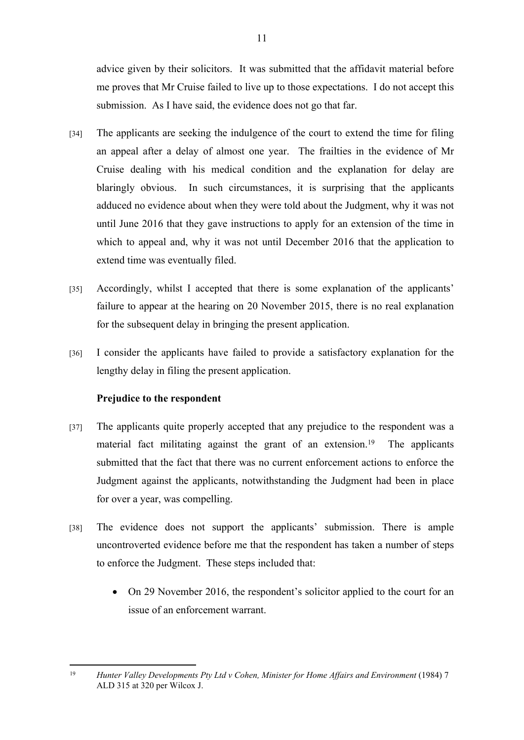advice given by their solicitors. It was submitted that the affidavit material before me proves that Mr Cruise failed to live up to those expectations. I do not accept this submission. As I have said, the evidence does not go that far.

[34] The applicants are seeking the indulgence of the court to extend the time for filing an appeal after a delay of almost one year. The frailties in the evidence of Mr Cruise dealing with his medical condition and the explanation for delay are blaringly obvious. In such circumstances, it is surprising that the applicants adduced no evidence about when they were told about the Judgment, why it was not until June 2016 that they gave instructions to apply for an extension of the time in which to appeal and, why it was not until December 2016 that the application to extend time was eventually filed.

[35] Accordingly, whilst I accepted that there is some explanation of the applicants' failure to appear at the hearing on 20 November 2015, there is no real explanation for the subsequent delay in bringing the present application.

[36] I consider the applicants have failed to provide a satisfactory explanation for the lengthy delay in filing the present application.

**Prejudice to the respondent**

[37] The applicants quite properly accepted that any prejudice to the respondent was a material fact militating against the grant of an extension.[19] The applicants submitted that the fact that there was no current enforcement actions to enforce the Judgment against the applicants, notwithstanding the Judgment had been in place for over a year, was compelling.

[38] The evidence does not support the applicants' submission. There is ample uncontroverted evidence before me that the respondent has taken a number of steps to enforce the Judgment. These steps included that:

- On 29 November 2016, the respondent's solicitor applied to the court for an issue of an enforcement warrant.

---

[19] *Hunter Valley Developments Pty Ltd v Cohen, Minister for Home Affairs and Environment* (1984) 7 ALD 315 at 320 per Wilcox J.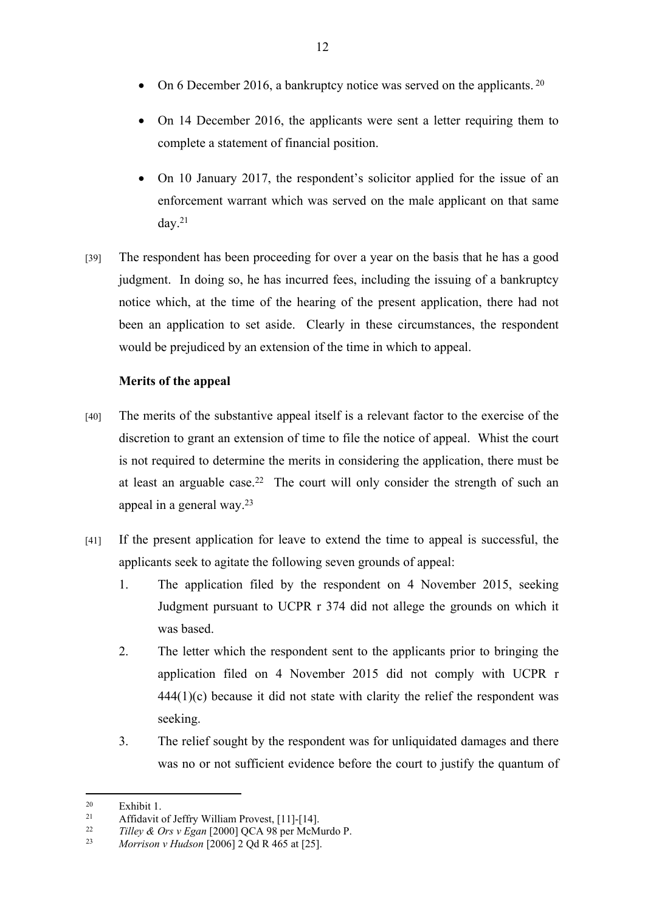- On 6 December 2016, a bankruptcy notice was served on the applicants. [20]

- On 14 December 2016, the applicants were sent a letter requiring them to complete a statement of financial position.

- On 10 January 2017, the respondent's solicitor applied for the issue of an enforcement warrant which was served on the male applicant on that same day.[21]

[39] The respondent has been proceeding for over a year on the basis that he has a good judgment. In doing so, he has incurred fees, including the issuing of a bankruptcy notice which, at the time of the hearing of the present application, there had not been an application to set aside. Clearly in these circumstances, the respondent would be prejudiced by an extension of the time in which to appeal.

**Merits of the appeal**

[40] The merits of the substantive appeal itself is a relevant factor to the exercise of the discretion to grant an extension of time to file the notice of appeal. Whist the court is not required to determine the merits in considering the application, there must be at least an arguable case.[22] The court will only consider the strength of such an appeal in a general way.[23]

[41] If the present application for leave to extend the time to appeal is successful, the applicants seek to agitate the following seven grounds of appeal:

1. The application filed by the respondent on 4 November 2015, seeking Judgment pursuant to UCPR r 374 did not allege the grounds on which it was based.
2. The letter which the respondent sent to the applicants prior to bringing the application filed on 4 November 2015 did not comply with UCPR r 444(1)(c) because it did not state with clarity the relief the respondent was seeking.
3. The relief sought by the respondent was for unliquidated damages and there was no or not sufficient evidence before the court to justify the quantum of

---

[20] Exhibit 1.

[21] Affidavit of Jeffry William Provest, [11]-[14].

[22] *Tilley & Ors v Egan* [2000] QCA 98 per McMurdo P.

[23] *Morrison v Hudson* [2006] 2 Qd R 465 at [25].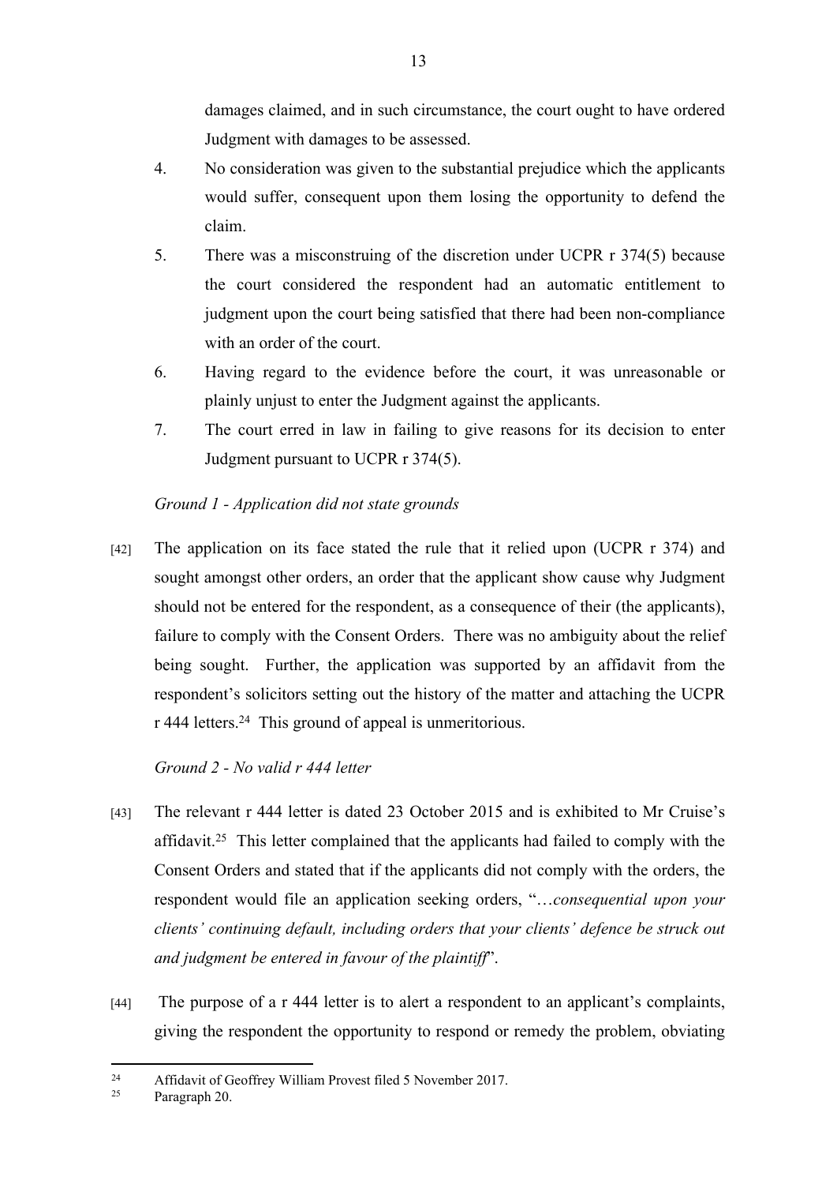damages claimed, and in such circumstance, the court ought to have ordered Judgment with damages to be assessed.

4. No consideration was given to the substantial prejudice which the applicants would suffer, consequent upon them losing the opportunity to defend the claim.

5. There was a misconstruing of the discretion under UCPR r 374(5) because the court considered the respondent had an automatic entitlement to judgment upon the court being satisfied that there had been non-compliance with an order of the court.

6. Having regard to the evidence before the court, it was unreasonable or plainly unjust to enter the Judgment against the applicants.

7. The court erred in law in failing to give reasons for its decision to enter Judgment pursuant to UCPR r 374(5).

*Ground 1 - Application did not state grounds*

[42] The application on its face stated the rule that it relied upon (UCPR r 374) and sought amongst other orders, an order that the applicant show cause why Judgment should not be entered for the respondent, as a consequence of their (the applicants), failure to comply with the Consent Orders. There was no ambiguity about the relief being sought. Further, the application was supported by an affidavit from the respondent's solicitors setting out the history of the matter and attaching the UCPR r 444 letters.[24] This ground of appeal is unmeritorious.

*Ground 2 - No valid r 444 letter*

[43] The relevant r 444 letter is dated 23 October 2015 and is exhibited to Mr Cruise's affidavit.[25] This letter complained that the applicants had failed to comply with the Consent Orders and stated that if the applicants did not comply with the orders, the respondent would file an application seeking orders, "…*consequential upon your clients' continuing default, including orders that your clients' defence be struck out and judgment be entered in favour of the plaintiff*".

[44] The purpose of a r 444 letter is to alert a respondent to an applicant's complaints, giving the respondent the opportunity to respond or remedy the problem, obviating

---

[24] Affidavit of Geoffrey William Provest filed 5 November 2017.

[25] Paragraph 20.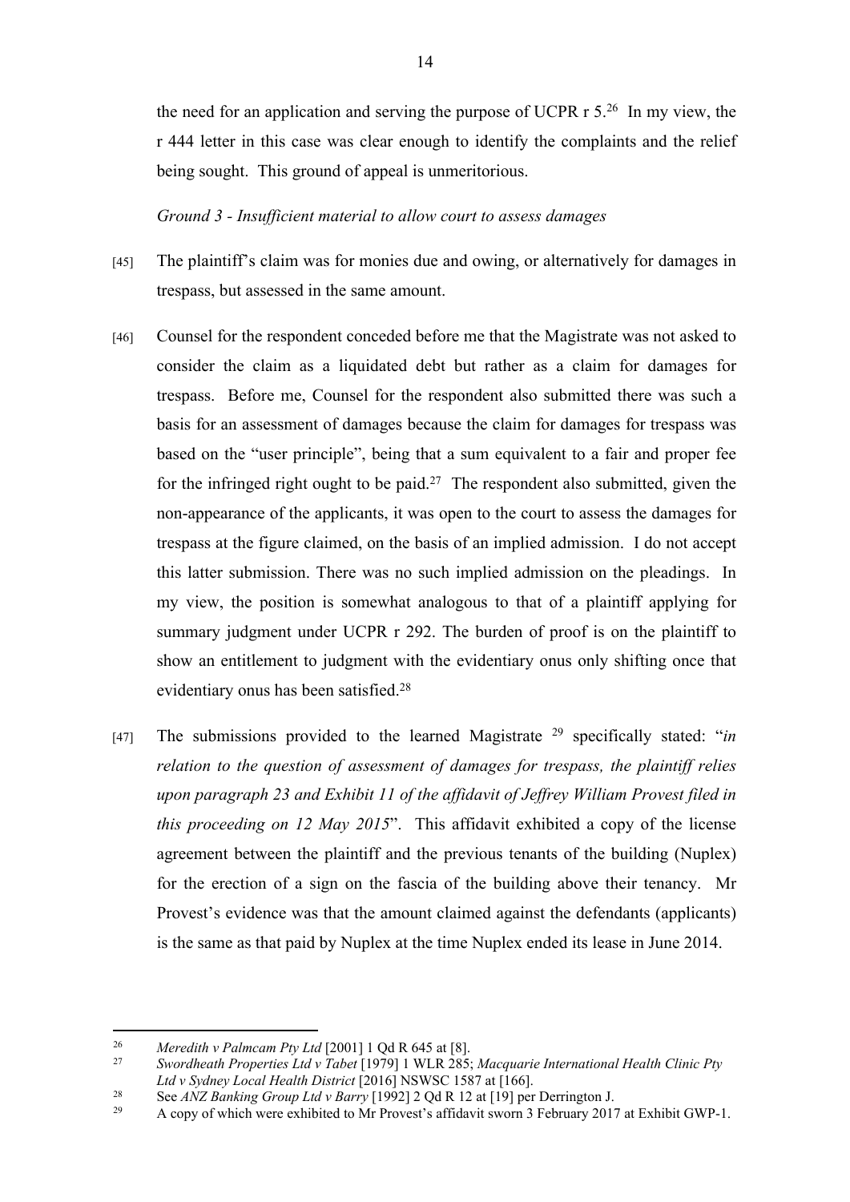the need for an application and serving the purpose of UCPR r 5.[26] In my view, the r 444 letter in this case was clear enough to identify the complaints and the relief being sought. This ground of appeal is unmeritorious.

*Ground 3 - Insufficient material to allow court to assess damages*

[45] The plaintiff's claim was for monies due and owing, or alternatively for damages in trespass, but assessed in the same amount.

[46] Counsel for the respondent conceded before me that the Magistrate was not asked to consider the claim as a liquidated debt but rather as a claim for damages for trespass. Before me, Counsel for the respondent also submitted there was such a basis for an assessment of damages because the claim for damages for trespass was based on the "user principle", being that a sum equivalent to a fair and proper fee for the infringed right ought to be paid.[27] The respondent also submitted, given the non-appearance of the applicants, it was open to the court to assess the damages for trespass at the figure claimed, on the basis of an implied admission. I do not accept this latter submission. There was no such implied admission on the pleadings. In my view, the position is somewhat analogous to that of a plaintiff applying for summary judgment under UCPR r 292. The burden of proof is on the plaintiff to show an entitlement to judgment with the evidentiary onus only shifting once that evidentiary onus has been satisfied.[28]

[47] The submissions provided to the learned Magistrate [29] specifically stated: "*in relation to the question of assessment of damages for trespass, the plaintiff relies upon paragraph 23 and Exhibit 11 of the affidavit of Jeffrey William Provest filed in this proceeding on 12 May 2015*". This affidavit exhibited a copy of the license agreement between the plaintiff and the previous tenants of the building (Nuplex) for the erection of a sign on the fascia of the building above their tenancy. Mr Provest's evidence was that the amount claimed against the defendants (applicants) is the same as that paid by Nuplex at the time Nuplex ended its lease in June 2014.

---

[26] *Meredith v Palmcam Pty Ltd* [2001] 1 Qd R 645 at [8].

[27] *Swordheath Properties Ltd v Tabet* [1979] 1 WLR 285; *Macquarie International Health Clinic Pty Ltd v Sydney Local Health District* [2016] NSWSC 1587 at [166].

[28] See *ANZ Banking Group Ltd v Barry* [1992] 2 Qd R 12 at [19] per Derrington J.

[29] A copy of which were exhibited to Mr Provest's affidavit sworn 3 February 2017 at Exhibit GWP-1.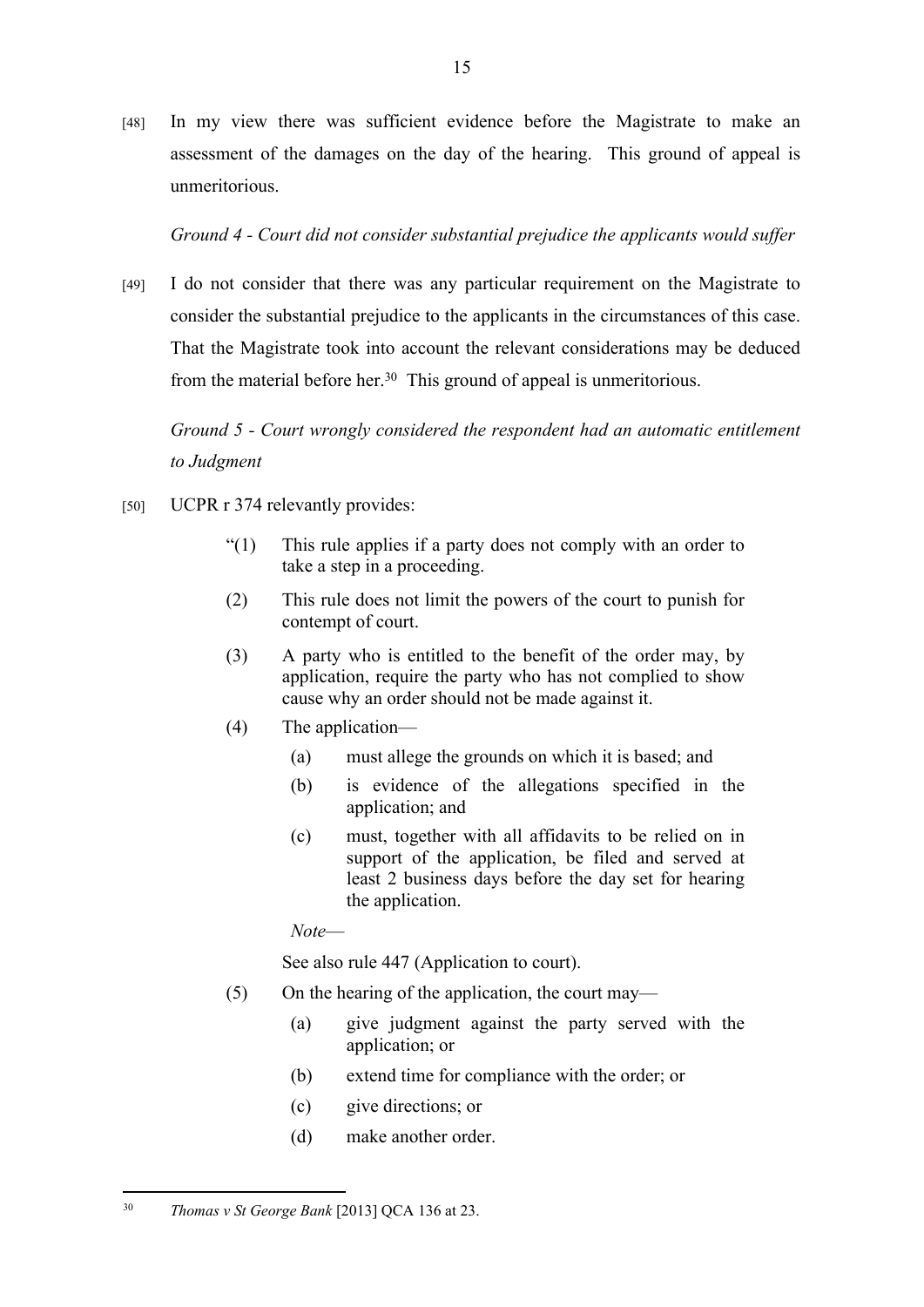[48] In my view there was sufficient evidence before the Magistrate to make an assessment of the damages on the day of the hearing. This ground of appeal is unmeritorious.

*Ground 4 - Court did not consider substantial prejudice the applicants would suffer*

[49] I do not consider that there was any particular requirement on the Magistrate to consider the substantial prejudice to the applicants in the circumstances of this case. That the Magistrate took into account the relevant considerations may be deduced from the material before her.[30] This ground of appeal is unmeritorious.

*Ground 5 - Court wrongly considered the respondent had an automatic entitlement to Judgment*

[50] UCPR r 374 relevantly provides:

> "(1) This rule applies if a party does not comply with an order to take a step in a proceeding.
>
> (2) This rule does not limit the powers of the court to punish for contempt of court.
>
> (3) A party who is entitled to the benefit of the order may, by application, require the party who has not complied to show cause why an order should not be made against it.
>
> (4) The application—
>
> (a) must allege the grounds on which it is based; and
>
> (b) is evidence of the allegations specified in the application; and
>
> (c) must, together with all affidavits to be relied on in support of the application, be filed and served at least 2 business days before the day set for hearing the application.
>
> *Note*—
>
> See also rule 447 (Application to court).
>
> (5) On the hearing of the application, the court may—
>
> (a) give judgment against the party served with the application; or
>
> (b) extend time for compliance with the order; or
>
> (c) give directions; or
>
> (d) make another order.

---

[30] *Thomas v St George Bank* [2013] QCA 136 at 23.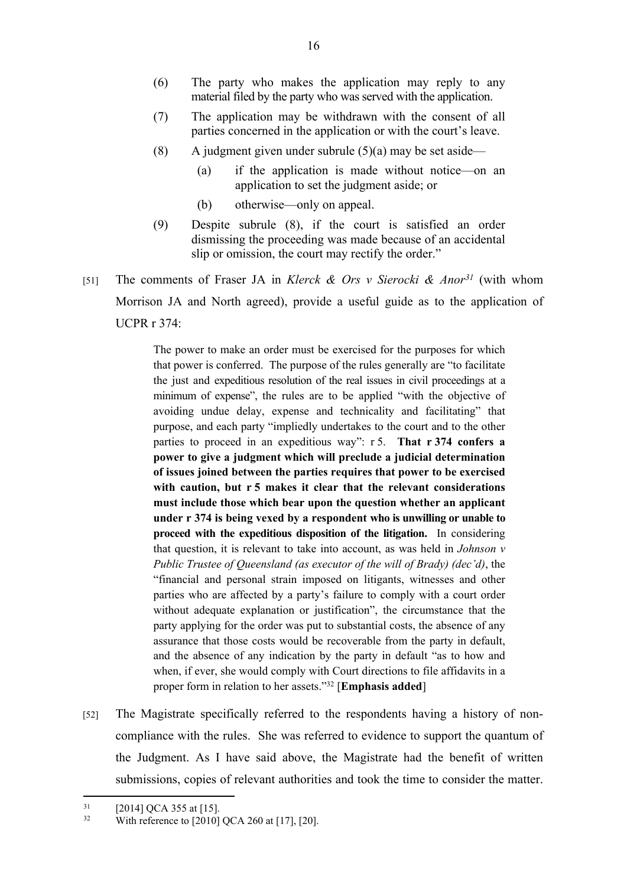(6) The party who makes the application may reply to any material filed by the party who was served with the application.

(7) The application may be withdrawn with the consent of all parties concerned in the application or with the court's leave.

(8) A judgment given under subrule (5)(a) may be set aside—

  (a) if the application is made without notice—on an application to set the judgment aside; or

  (b) otherwise—only on appeal.

(9) Despite subrule (8), if the court is satisfied an order dismissing the proceeding was made because of an accidental slip or omission, the court may rectify the order."

[51] The comments of Fraser JA in *Klerck & Ors v Sierocki & Anor*[31] (with whom Morrison JA and North agreed), provide a useful guide as to the application of UCPR r 374:

> The power to make an order must be exercised for the purposes for which that power is conferred. The purpose of the rules generally are "to facilitate the just and expeditious resolution of the real issues in civil proceedings at a minimum of expense", the rules are to be applied "with the objective of avoiding undue delay, expense and technicality and facilitating" that purpose, and each party "impliedly undertakes to the court and to the other parties to proceed in an expeditious way": r 5. **That r 374 confers a power to give a judgment which will preclude a judicial determination of issues joined between the parties requires that power to be exercised with caution, but r 5 makes it clear that the relevant considerations must include those which bear upon the question whether an applicant under r 374 is being vexed by a respondent who is unwilling or unable to proceed with the expeditious disposition of the litigation.** In considering that question, it is relevant to take into account, as was held in *Johnson v Public Trustee of Queensland (as executor of the will of Brady) (dec'd)*, the "financial and personal strain imposed on litigants, witnesses and other parties who are affected by a party's failure to comply with a court order without adequate explanation or justification", the circumstance that the party applying for the order was put to substantial costs, the absence of any assurance that those costs would be recoverable from the party in default, and the absence of any indication by the party in default "as to how and when, if ever, she would comply with Court directions to file affidavits in a proper form in relation to her assets."[32] [**Emphasis added**]

[52] The Magistrate specifically referred to the respondents having a history of non-compliance with the rules. She was referred to evidence to support the quantum of the Judgment. As I have said above, the Magistrate had the benefit of written submissions, copies of relevant authorities and took the time to consider the matter.

---

[31] [2014] QCA 355 at [15].

[32] With reference to [2010] QCA 260 at [17], [20].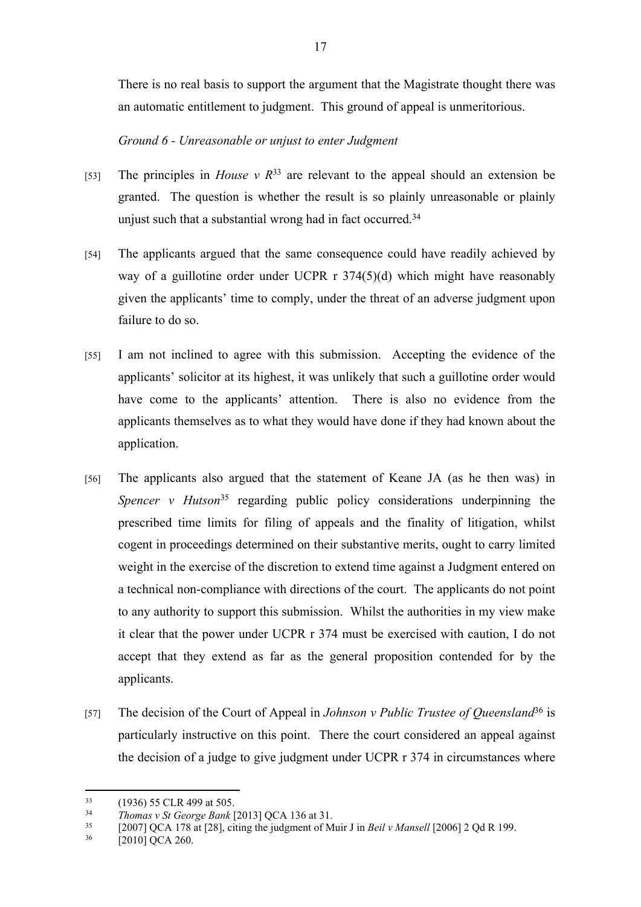There is no real basis to support the argument that the Magistrate thought there was an automatic entitlement to judgment. This ground of appeal is unmeritorious.

*Ground 6 - Unreasonable or unjust to enter Judgment*

[53] The principles in *House v R*[33] are relevant to the appeal should an extension be granted. The question is whether the result is so plainly unreasonable or plainly unjust such that a substantial wrong had in fact occurred.[34]

[54] The applicants argued that the same consequence could have readily achieved by way of a guillotine order under UCPR r 374(5)(d) which might have reasonably given the applicants' time to comply, under the threat of an adverse judgment upon failure to do so.

[55] I am not inclined to agree with this submission. Accepting the evidence of the applicants' solicitor at its highest, it was unlikely that such a guillotine order would have come to the applicants' attention. There is also no evidence from the applicants themselves as to what they would have done if they had known about the application.

[56] The applicants also argued that the statement of Keane JA (as he then was) in *Spencer v Hutson*[35] regarding public policy considerations underpinning the prescribed time limits for filing of appeals and the finality of litigation, whilst cogent in proceedings determined on their substantive merits, ought to carry limited weight in the exercise of the discretion to extend time against a Judgment entered on a technical non-compliance with directions of the court. The applicants do not point to any authority to support this submission. Whilst the authorities in my view make it clear that the power under UCPR r 374 must be exercised with caution, I do not accept that they extend as far as the general proposition contended for by the applicants.

[57] The decision of the Court of Appeal in *Johnson v Public Trustee of Queensland*[36] is particularly instructive on this point. There the court considered an appeal against the decision of a judge to give judgment under UCPR r 374 in circumstances where

---

[33] (1936) 55 CLR 499 at 505.

[34] *Thomas v St George Bank* [2013] QCA 136 at 31.

[35] [2007] QCA 178 at [28], citing the judgment of Muir J in *Beil v Mansell* [2006] 2 Qd R 199.

[36] [2010] QCA 260.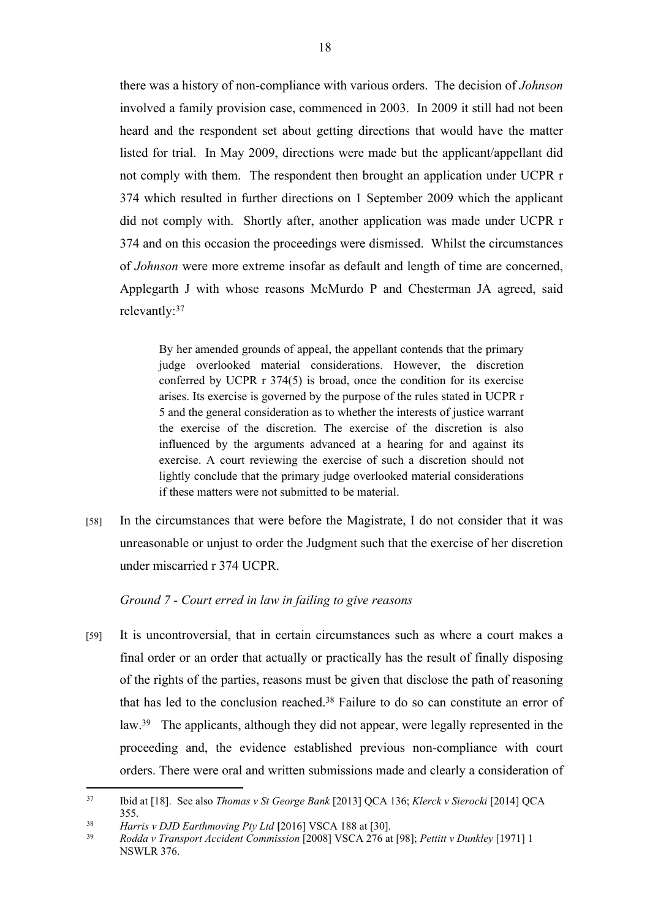there was a history of non-compliance with various orders. The decision of *Johnson* involved a family provision case, commenced in 2003. In 2009 it still had not been heard and the respondent set about getting directions that would have the matter listed for trial. In May 2009, directions were made but the applicant/appellant did not comply with them. The respondent then brought an application under UCPR r 374 which resulted in further directions on 1 September 2009 which the applicant did not comply with. Shortly after, another application was made under UCPR r 374 and on this occasion the proceedings were dismissed. Whilst the circumstances of *Johnson* were more extreme insofar as default and length of time are concerned, Applegarth J with whose reasons McMurdo P and Chesterman JA agreed, said relevantly:[37]

> By her amended grounds of appeal, the appellant contends that the primary judge overlooked material considerations. However, the discretion conferred by UCPR r 374(5) is broad, once the condition for its exercise arises. Its exercise is governed by the purpose of the rules stated in UCPR r 5 and the general consideration as to whether the interests of justice warrant the exercise of the discretion. The exercise of the discretion is also influenced by the arguments advanced at a hearing for and against its exercise. A court reviewing the exercise of such a discretion should not lightly conclude that the primary judge overlooked material considerations if these matters were not submitted to be material.

[58] In the circumstances that were before the Magistrate, I do not consider that it was unreasonable or unjust to order the Judgment such that the exercise of her discretion under miscarried r 374 UCPR.

*Ground 7 - Court erred in law in failing to give reasons*

[59] It is uncontroversial, that in certain circumstances such as where a court makes a final order or an order that actually or practically has the result of finally disposing of the rights of the parties, reasons must be given that disclose the path of reasoning that has led to the conclusion reached.[38] Failure to do so can constitute an error of law.[39] The applicants, although they did not appear, were legally represented in the proceeding and, the evidence established previous non-compliance with court orders. There were oral and written submissions made and clearly a consideration of

---

[37] Ibid at [18]. See also *Thomas v St George Bank* [2013] QCA 136; *Klerck v Sierocki* [2014] QCA 355.

[38] *Harris v DJD Earthmoving Pty Ltd* [2016] VSCA 188 at [30].

[39] *Rodda v Transport Accident Commission* [2008] VSCA 276 at [98]; *Pettitt v Dunkley* [1971] 1 NSWLR 376.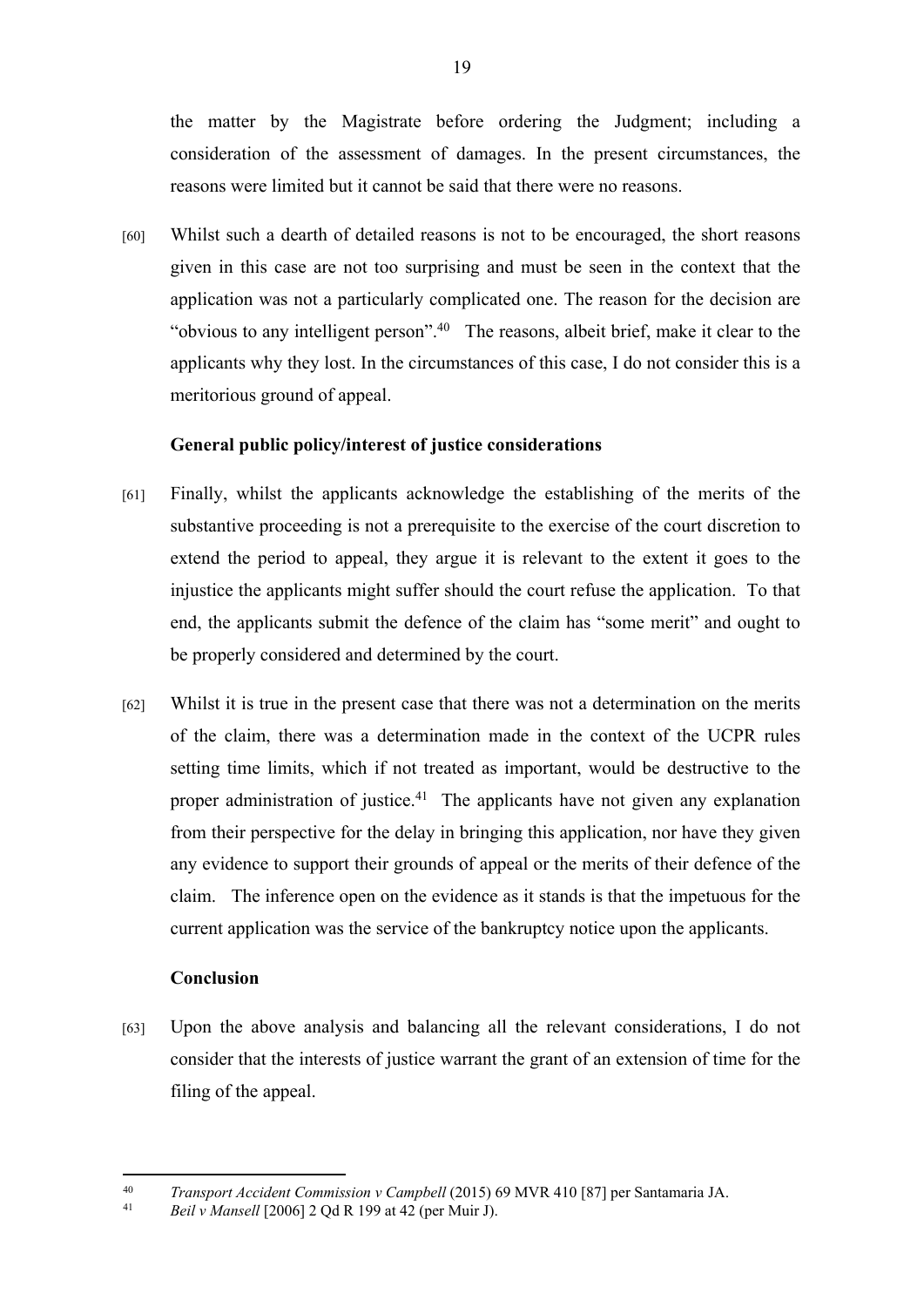the matter by the Magistrate before ordering the Judgment; including a consideration of the assessment of damages. In the present circumstances, the reasons were limited but it cannot be said that there were no reasons.

[60] Whilst such a dearth of detailed reasons is not to be encouraged, the short reasons given in this case are not too surprising and must be seen in the context that the application was not a particularly complicated one. The reason for the decision are "obvious to any intelligent person".[40] The reasons, albeit brief, make it clear to the applicants why they lost. In the circumstances of this case, I do not consider this is a meritorious ground of appeal.

### General public policy/interest of justice considerations

[61] Finally, whilst the applicants acknowledge the establishing of the merits of the substantive proceeding is not a prerequisite to the exercise of the court discretion to extend the period to appeal, they argue it is relevant to the extent it goes to the injustice the applicants might suffer should the court refuse the application. To that end, the applicants submit the defence of the claim has "some merit" and ought to be properly considered and determined by the court.

[62] Whilst it is true in the present case that there was not a determination on the merits of the claim, there was a determination made in the context of the UCPR rules setting time limits, which if not treated as important, would be destructive to the proper administration of justice.[41] The applicants have not given any explanation from their perspective for the delay in bringing this application, nor have they given any evidence to support their grounds of appeal or the merits of their defence of the claim. The inference open on the evidence as it stands is that the impetuous for the current application was the service of the bankruptcy notice upon the applicants.

### Conclusion

[63] Upon the above analysis and balancing all the relevant considerations, I do not consider that the interests of justice warrant the grant of an extension of time for the filing of the appeal.

---

[40] *Transport Accident Commission v Campbell* (2015) 69 MVR 410 [87] per Santamaria JA.

[41] *Beil v Mansell* [2006] 2 Qd R 199 at 42 (per Muir J).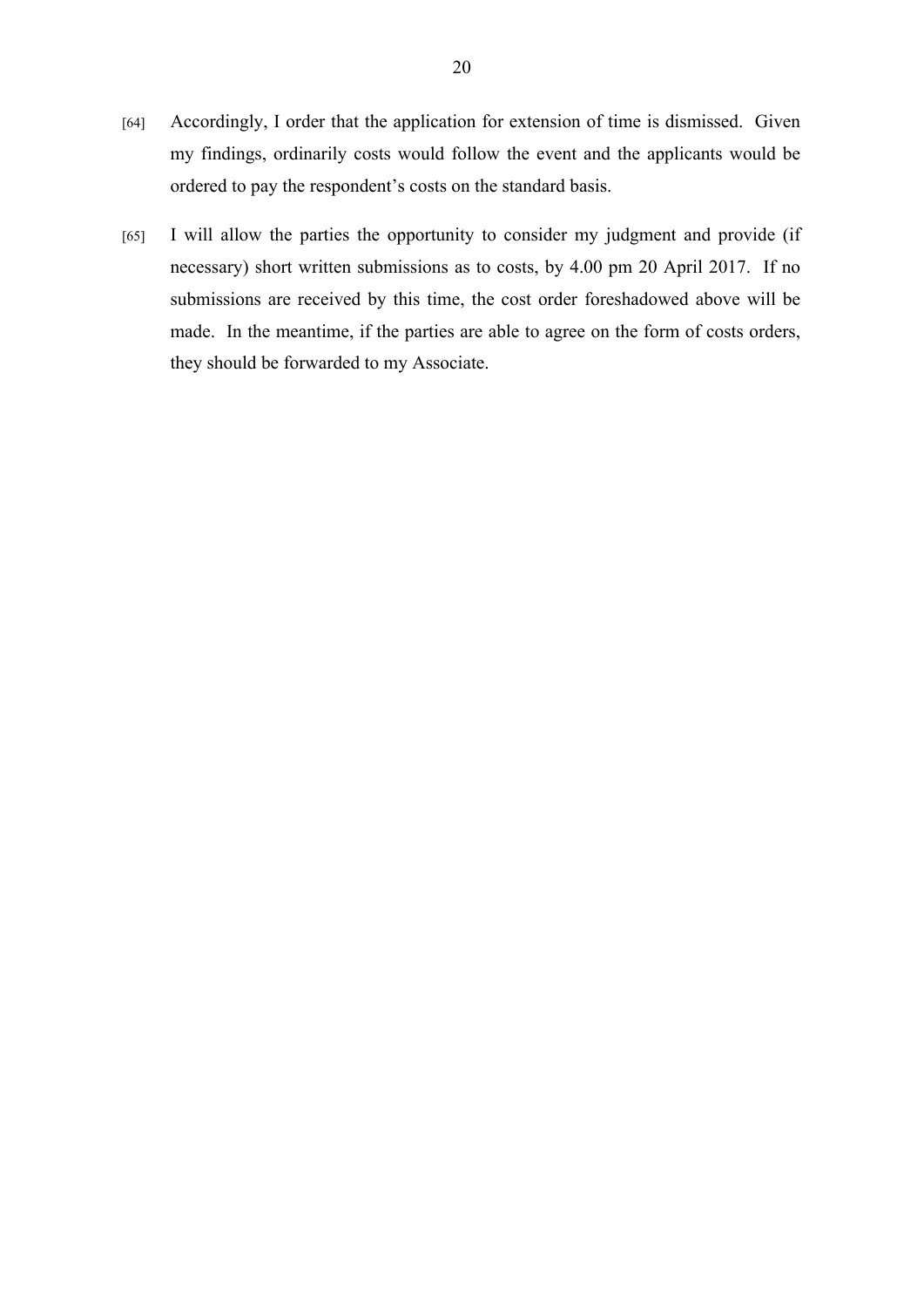[64] Accordingly, I order that the application for extension of time is dismissed. Given my findings, ordinarily costs would follow the event and the applicants would be ordered to pay the respondent's costs on the standard basis.

[65] I will allow the parties the opportunity to consider my judgment and provide (if necessary) short written submissions as to costs, by 4.00 pm 20 April 2017. If no submissions are received by this time, the cost order foreshadowed above will be made. In the meantime, if the parties are able to agree on the form of costs orders, they should be forwarded to my Associate.